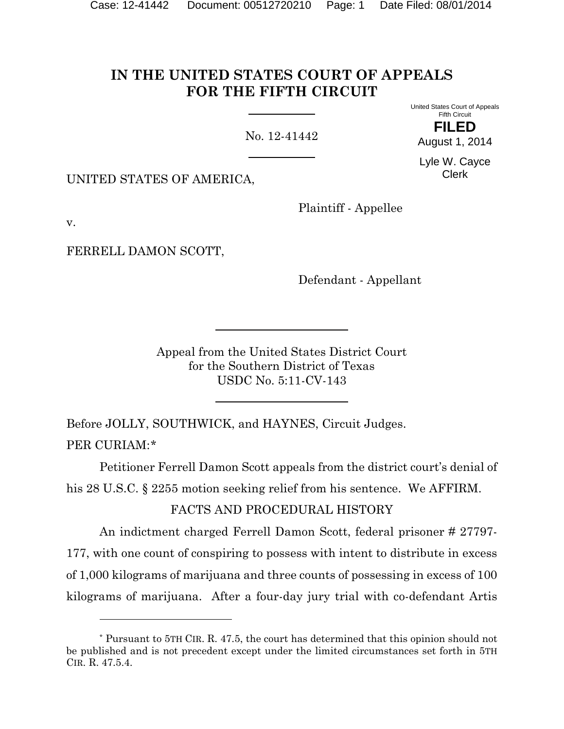# IN THE UNITED STATES COURT OF APPEALS FOR THE FIFTH CIRCUIT

United States Court of Appeals
Fifth Circuit

**FILED**

August 1, 2014

Lyle W. Cayce
Clerk

No. 12-41442

UNITED STATES OF AMERICA,

Plaintiff - Appellee

v.

FERRELL DAMON SCOTT,

Defendant - Appellant

Appeal from the United States District Court
for the Southern District of Texas
USDC No. 5:11-CV-143

Before JOLLY, SOUTHWICK, and HAYNES, Circuit Judges.

PER CURIAM:*

Petitioner Ferrell Damon Scott appeals from the district court's denial of his 28 U.S.C. § 2255 motion seeking relief from his sentence. We AFFIRM.

FACTS AND PROCEDURAL HISTORY

An indictment charged Ferrell Damon Scott, federal prisoner # 27797-177, with one count of conspiring to possess with intent to distribute in excess of 1,000 kilograms of marijuana and three counts of possessing in excess of 100 kilograms of marijuana. After a four-day jury trial with co-defendant Artis

* Pursuant to 5TH CIR. R. 47.5, the court has determined that this opinion should not be published and is not precedent except under the limited circumstances set forth in 5TH CIR. R. 47.5.4.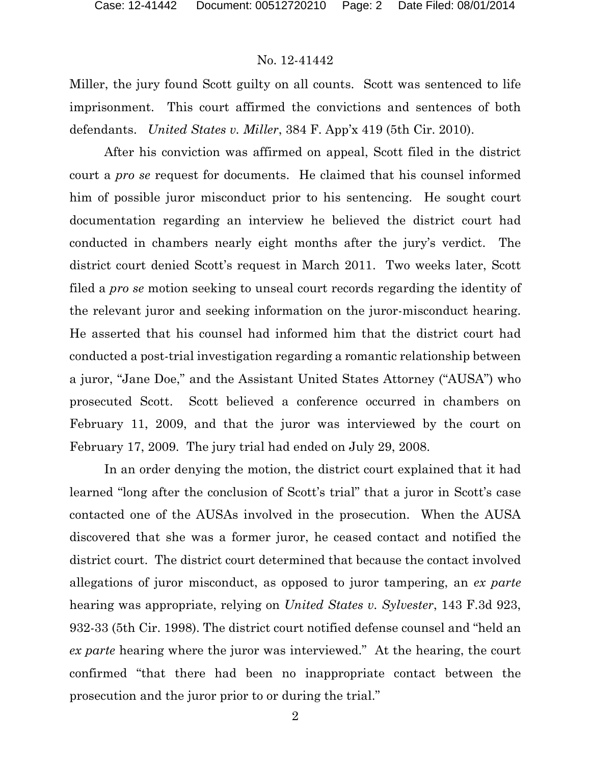Miller, the jury found Scott guilty on all counts. Scott was sentenced to life imprisonment. This court affirmed the convictions and sentences of both defendants. *United States v. Miller*, 384 F. App'x 419 (5th Cir. 2010).

After his conviction was affirmed on appeal, Scott filed in the district court a *pro se* request for documents. He claimed that his counsel informed him of possible juror misconduct prior to his sentencing. He sought court documentation regarding an interview he believed the district court had conducted in chambers nearly eight months after the jury's verdict. The district court denied Scott's request in March 2011. Two weeks later, Scott filed a *pro se* motion seeking to unseal court records regarding the identity of the relevant juror and seeking information on the juror-misconduct hearing. He asserted that his counsel had informed him that the district court had conducted a post-trial investigation regarding a romantic relationship between a juror, "Jane Doe," and the Assistant United States Attorney ("AUSA") who prosecuted Scott. Scott believed a conference occurred in chambers on February 11, 2009, and that the juror was interviewed by the court on February 17, 2009. The jury trial had ended on July 29, 2008.

In an order denying the motion, the district court explained that it had learned "long after the conclusion of Scott's trial" that a juror in Scott's case contacted one of the AUSAs involved in the prosecution. When the AUSA discovered that she was a former juror, he ceased contact and notified the district court. The district court determined that because the contact involved allegations of juror misconduct, as opposed to juror tampering, an *ex parte* hearing was appropriate, relying on *United States v. Sylvester*, 143 F.3d 923, 932-33 (5th Cir. 1998). The district court notified defense counsel and "held an *ex parte* hearing where the juror was interviewed." At the hearing, the court confirmed "that there had been no inappropriate contact between the prosecution and the juror prior to or during the trial."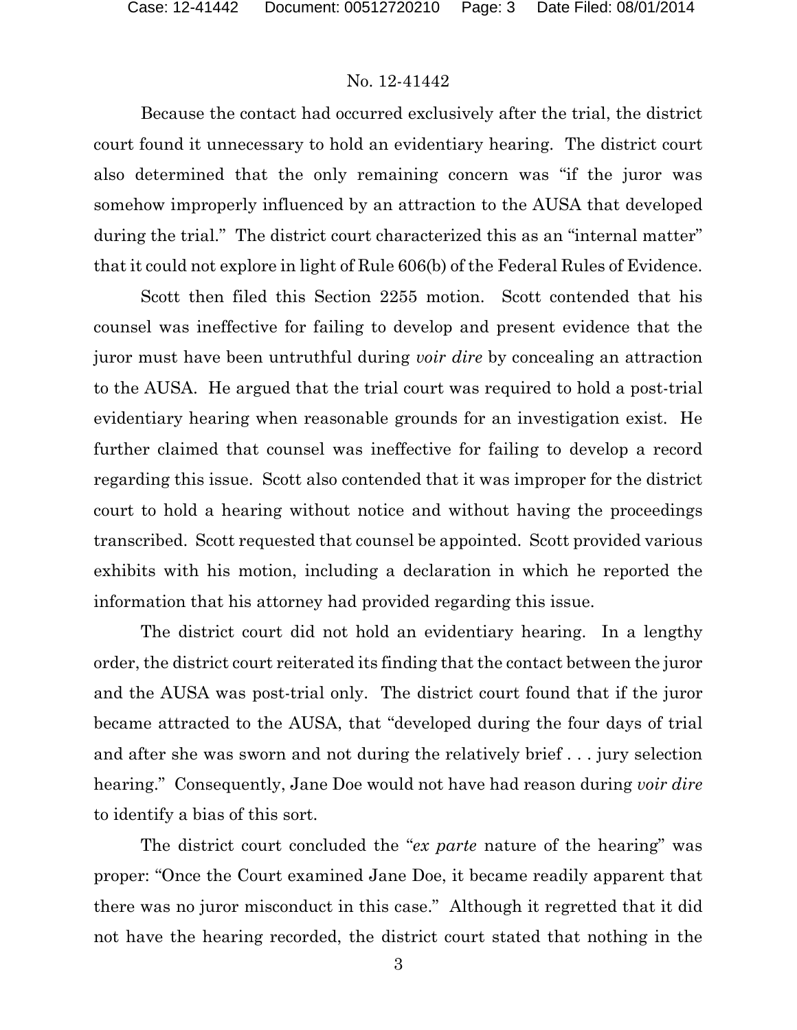Because the contact had occurred exclusively after the trial, the district court found it unnecessary to hold an evidentiary hearing. The district court also determined that the only remaining concern was "if the juror was somehow improperly influenced by an attraction to the AUSA that developed during the trial." The district court characterized this as an "internal matter" that it could not explore in light of Rule 606(b) of the Federal Rules of Evidence.

Scott then filed this Section 2255 motion. Scott contended that his counsel was ineffective for failing to develop and present evidence that the juror must have been untruthful during *voir dire* by concealing an attraction to the AUSA. He argued that the trial court was required to hold a post-trial evidentiary hearing when reasonable grounds for an investigation exist. He further claimed that counsel was ineffective for failing to develop a record regarding this issue. Scott also contended that it was improper for the district court to hold a hearing without notice and without having the proceedings transcribed. Scott requested that counsel be appointed. Scott provided various exhibits with his motion, including a declaration in which he reported the information that his attorney had provided regarding this issue.

The district court did not hold an evidentiary hearing. In a lengthy order, the district court reiterated its finding that the contact between the juror and the AUSA was post-trial only. The district court found that if the juror became attracted to the AUSA, that "developed during the four days of trial and after she was sworn and not during the relatively brief . . . jury selection hearing." Consequently, Jane Doe would not have had reason during *voir dire* to identify a bias of this sort.

The district court concluded the "*ex parte* nature of the hearing" was proper: "Once the Court examined Jane Doe, it became readily apparent that there was no juror misconduct in this case." Although it regretted that it did not have the hearing recorded, the district court stated that nothing in the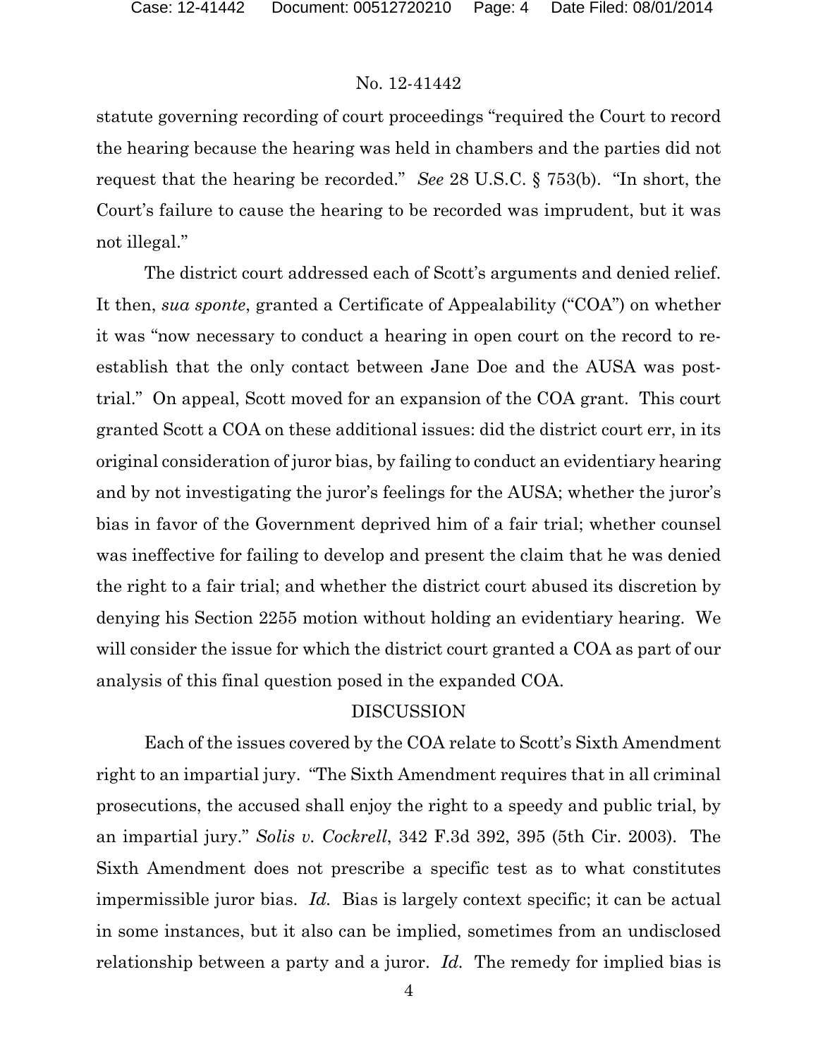statute governing recording of court proceedings "required the Court to record the hearing because the hearing was held in chambers and the parties did not request that the hearing be recorded." *See* 28 U.S.C. § 753(b). "In short, the Court's failure to cause the hearing to be recorded was imprudent, but it was not illegal."

The district court addressed each of Scott's arguments and denied relief. It then, *sua sponte*, granted a Certificate of Appealability ("COA") on whether it was "now necessary to conduct a hearing in open court on the record to re-establish that the only contact between Jane Doe and the AUSA was post-trial." On appeal, Scott moved for an expansion of the COA grant. This court granted Scott a COA on these additional issues: did the district court err, in its original consideration of juror bias, by failing to conduct an evidentiary hearing and by not investigating the juror's feelings for the AUSA; whether the juror's bias in favor of the Government deprived him of a fair trial; whether counsel was ineffective for failing to develop and present the claim that he was denied the right to a fair trial; and whether the district court abused its discretion by denying his Section 2255 motion without holding an evidentiary hearing. We will consider the issue for which the district court granted a COA as part of our analysis of this final question posed in the expanded COA.

## DISCUSSION

Each of the issues covered by the COA relate to Scott's Sixth Amendment right to an impartial jury. "The Sixth Amendment requires that in all criminal prosecutions, the accused shall enjoy the right to a speedy and public trial, by an impartial jury." *Solis v. Cockrell*, 342 F.3d 392, 395 (5th Cir. 2003). The Sixth Amendment does not prescribe a specific test as to what constitutes impermissible juror bias. *Id.* Bias is largely context specific; it can be actual in some instances, but it also can be implied, sometimes from an undisclosed relationship between a party and a juror. *Id.* The remedy for implied bias is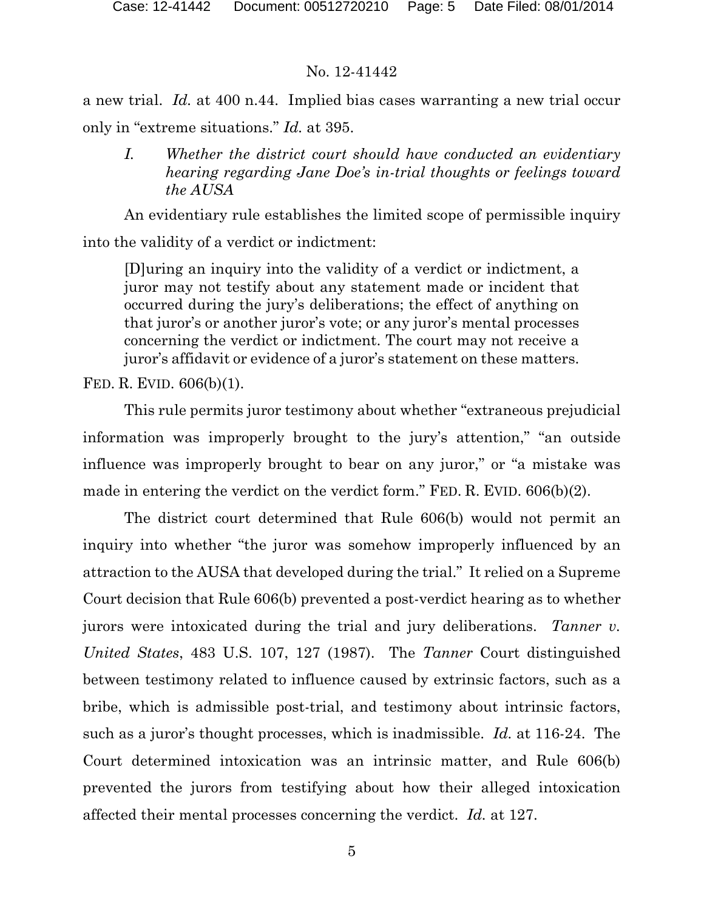a new trial. *Id.* at 400 n.44. Implied bias cases warranting a new trial occur only in "extreme situations." *Id.* at 395.

*I. Whether the district court should have conducted an evidentiary hearing regarding Jane Doe's in-trial thoughts or feelings toward the AUSA*

An evidentiary rule establishes the limited scope of permissible inquiry into the validity of a verdict or indictment:

> [D]uring an inquiry into the validity of a verdict or indictment, a juror may not testify about any statement made or incident that occurred during the jury's deliberations; the effect of anything on that juror's or another juror's vote; or any juror's mental processes concerning the verdict or indictment. The court may not receive a juror's affidavit or evidence of a juror's statement on these matters.

FED. R. EVID. 606(b)(1).

This rule permits juror testimony about whether "extraneous prejudicial information was improperly brought to the jury's attention," "an outside influence was improperly brought to bear on any juror," or "a mistake was made in entering the verdict on the verdict form." FED. R. EVID. 606(b)(2).

The district court determined that Rule 606(b) would not permit an inquiry into whether "the juror was somehow improperly influenced by an attraction to the AUSA that developed during the trial." It relied on a Supreme Court decision that Rule 606(b) prevented a post-verdict hearing as to whether jurors were intoxicated during the trial and jury deliberations. *Tanner v. United States*, 483 U.S. 107, 127 (1987). The *Tanner* Court distinguished between testimony related to influence caused by extrinsic factors, such as a bribe, which is admissible post-trial, and testimony about intrinsic factors, such as a juror's thought processes, which is inadmissible. *Id.* at 116-24. The Court determined intoxication was an intrinsic matter, and Rule 606(b) prevented the jurors from testifying about how their alleged intoxication affected their mental processes concerning the verdict. *Id.* at 127.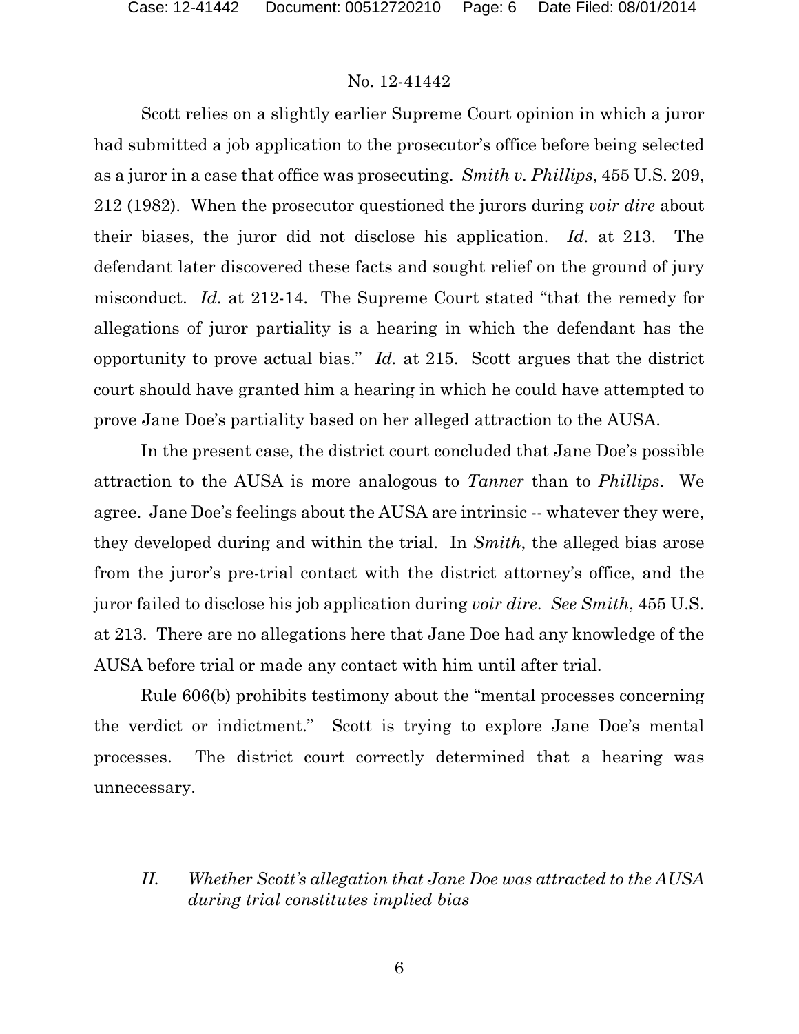Scott relies on a slightly earlier Supreme Court opinion in which a juror had submitted a job application to the prosecutor's office before being selected as a juror in a case that office was prosecuting. *Smith v. Phillips*, 455 U.S. 209, 212 (1982). When the prosecutor questioned the jurors during *voir dire* about their biases, the juror did not disclose his application. *Id.* at 213. The defendant later discovered these facts and sought relief on the ground of jury misconduct. *Id.* at 212-14. The Supreme Court stated "that the remedy for allegations of juror partiality is a hearing in which the defendant has the opportunity to prove actual bias." *Id.* at 215. Scott argues that the district court should have granted him a hearing in which he could have attempted to prove Jane Doe's partiality based on her alleged attraction to the AUSA.

In the present case, the district court concluded that Jane Doe's possible attraction to the AUSA is more analogous to *Tanner* than to *Phillips*. We agree. Jane Doe's feelings about the AUSA are intrinsic -- whatever they were, they developed during and within the trial. In *Smith*, the alleged bias arose from the juror's pre-trial contact with the district attorney's office, and the juror failed to disclose his job application during *voir dire*. *See Smith*, 455 U.S. at 213. There are no allegations here that Jane Doe had any knowledge of the AUSA before trial or made any contact with him until after trial.

Rule 606(b) prohibits testimony about the "mental processes concerning the verdict or indictment." Scott is trying to explore Jane Doe's mental processes. The district court correctly determined that a hearing was unnecessary.

### *II. Whether Scott's allegation that Jane Doe was attracted to the AUSA during trial constitutes implied bias*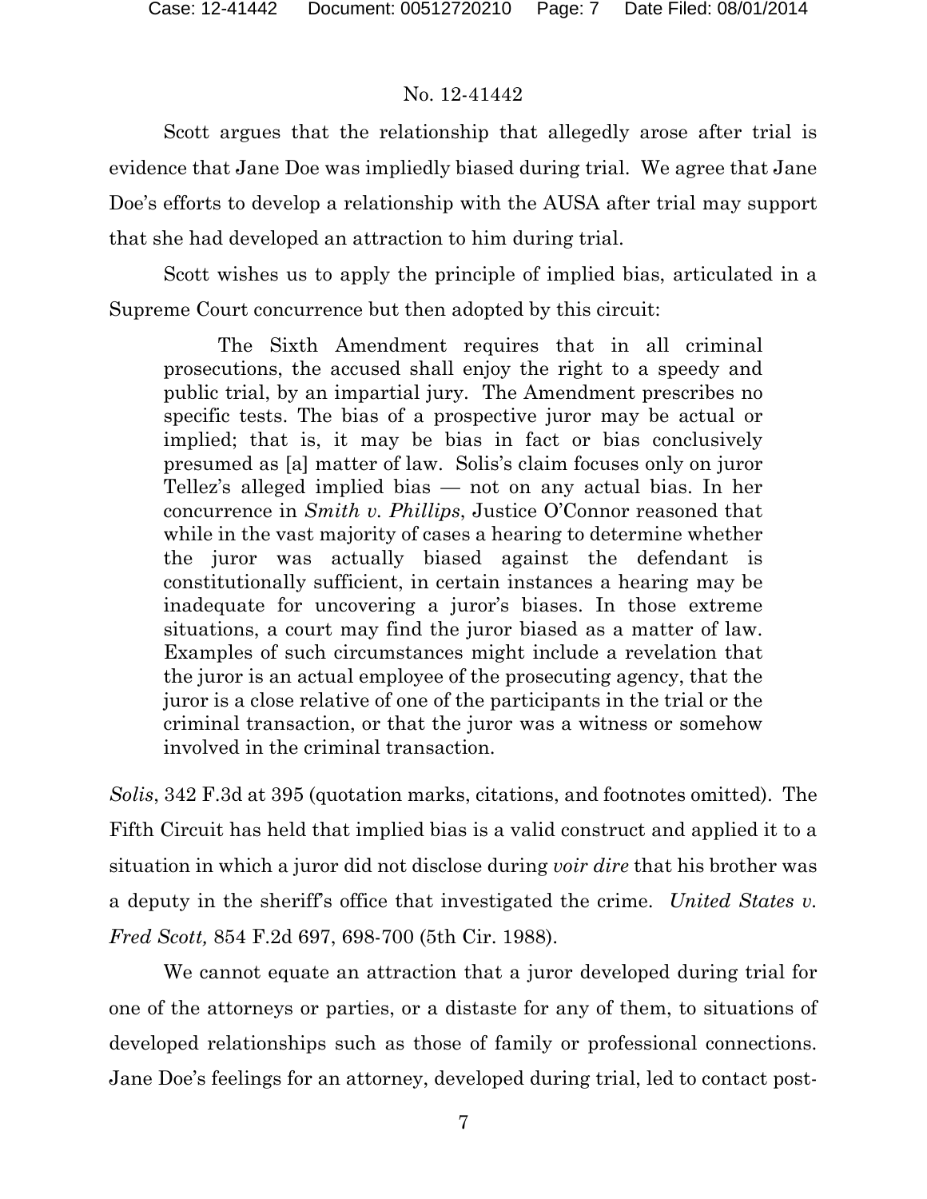Scott argues that the relationship that allegedly arose after trial is evidence that Jane Doe was impliedly biased during trial. We agree that Jane Doe's efforts to develop a relationship with the AUSA after trial may support that she had developed an attraction to him during trial.

Scott wishes us to apply the principle of implied bias, articulated in a Supreme Court concurrence but then adopted by this circuit:

> The Sixth Amendment requires that in all criminal prosecutions, the accused shall enjoy the right to a speedy and public trial, by an impartial jury. The Amendment prescribes no specific tests. The bias of a prospective juror may be actual or implied; that is, it may be bias in fact or bias conclusively presumed as [a] matter of law. Solis's claim focuses only on juror Tellez's alleged implied bias — not on any actual bias. In her concurrence in *Smith v. Phillips*, Justice O'Connor reasoned that while in the vast majority of cases a hearing to determine whether the juror was actually biased against the defendant is constitutionally sufficient, in certain instances a hearing may be inadequate for uncovering a juror's biases. In those extreme situations, a court may find the juror biased as a matter of law. Examples of such circumstances might include a revelation that the juror is an actual employee of the prosecuting agency, that the juror is a close relative of one of the participants in the trial or the criminal transaction, or that the juror was a witness or somehow involved in the criminal transaction.

*Solis*, 342 F.3d at 395 (quotation marks, citations, and footnotes omitted). The Fifth Circuit has held that implied bias is a valid construct and applied it to a situation in which a juror did not disclose during *voir dire* that his brother was a deputy in the sheriff's office that investigated the crime. *United States v. Fred Scott,* 854 F.2d 697, 698-700 (5th Cir. 1988).

We cannot equate an attraction that a juror developed during trial for one of the attorneys or parties, or a distaste for any of them, to situations of developed relationships such as those of family or professional connections. Jane Doe's feelings for an attorney, developed during trial, led to contact post-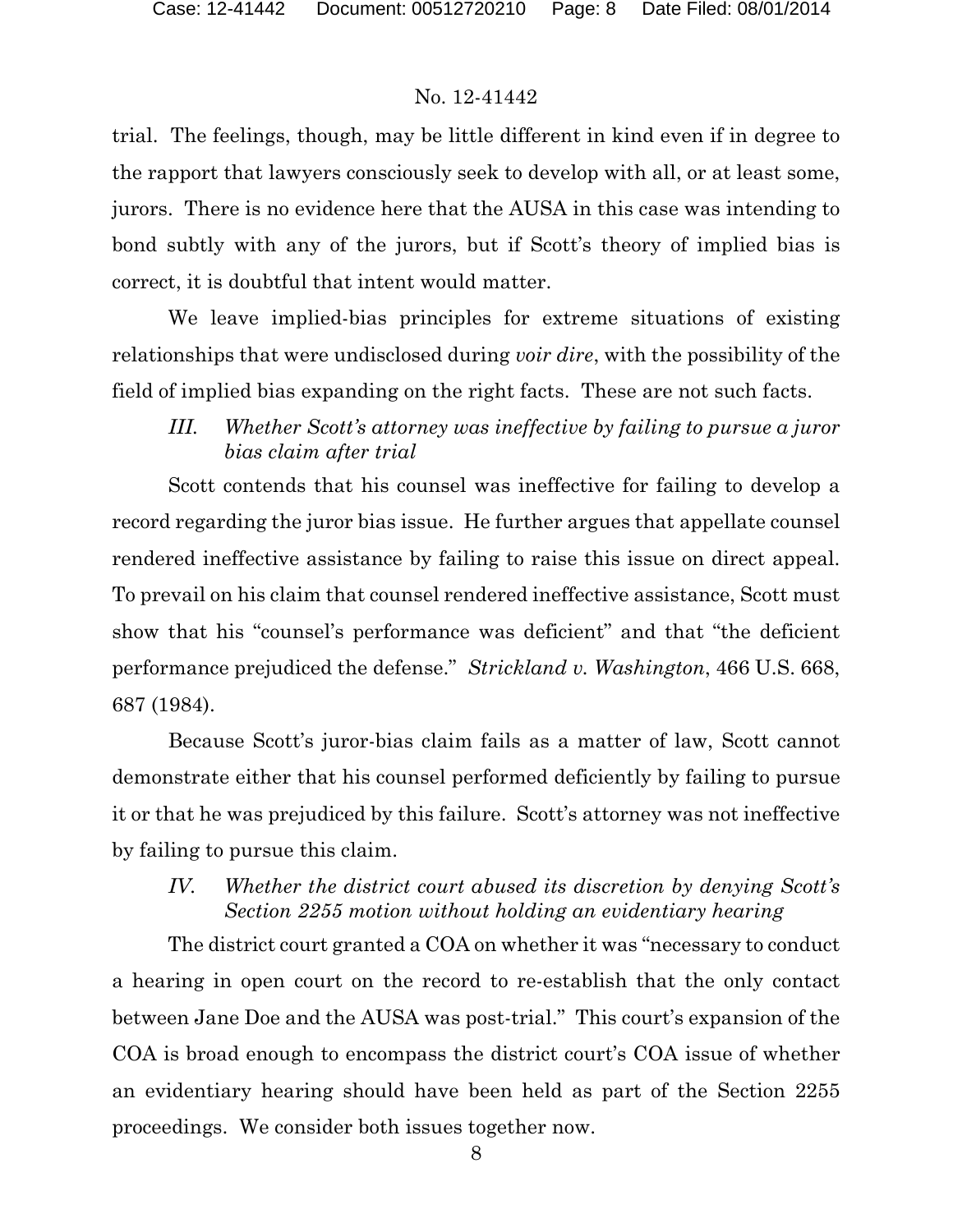trial. The feelings, though, may be little different in kind even if in degree to the rapport that lawyers consciously seek to develop with all, or at least some, jurors. There is no evidence here that the AUSA in this case was intending to bond subtly with any of the jurors, but if Scott's theory of implied bias is correct, it is doubtful that intent would matter.

We leave implied-bias principles for extreme situations of existing relationships that were undisclosed during *voir dire*, with the possibility of the field of implied bias expanding on the right facts. These are not such facts.

### *III. Whether Scott's attorney was ineffective by failing to pursue a juror bias claim after trial*

Scott contends that his counsel was ineffective for failing to develop a record regarding the juror bias issue. He further argues that appellate counsel rendered ineffective assistance by failing to raise this issue on direct appeal. To prevail on his claim that counsel rendered ineffective assistance, Scott must show that his "counsel's performance was deficient" and that "the deficient performance prejudiced the defense." *Strickland v. Washington*, 466 U.S. 668, 687 (1984).

Because Scott's juror-bias claim fails as a matter of law, Scott cannot demonstrate either that his counsel performed deficiently by failing to pursue it or that he was prejudiced by this failure. Scott's attorney was not ineffective by failing to pursue this claim.

### *IV. Whether the district court abused its discretion by denying Scott's Section 2255 motion without holding an evidentiary hearing*

The district court granted a COA on whether it was "necessary to conduct a hearing in open court on the record to re-establish that the only contact between Jane Doe and the AUSA was post-trial." This court's expansion of the COA is broad enough to encompass the district court's COA issue of whether an evidentiary hearing should have been held as part of the Section 2255 proceedings. We consider both issues together now.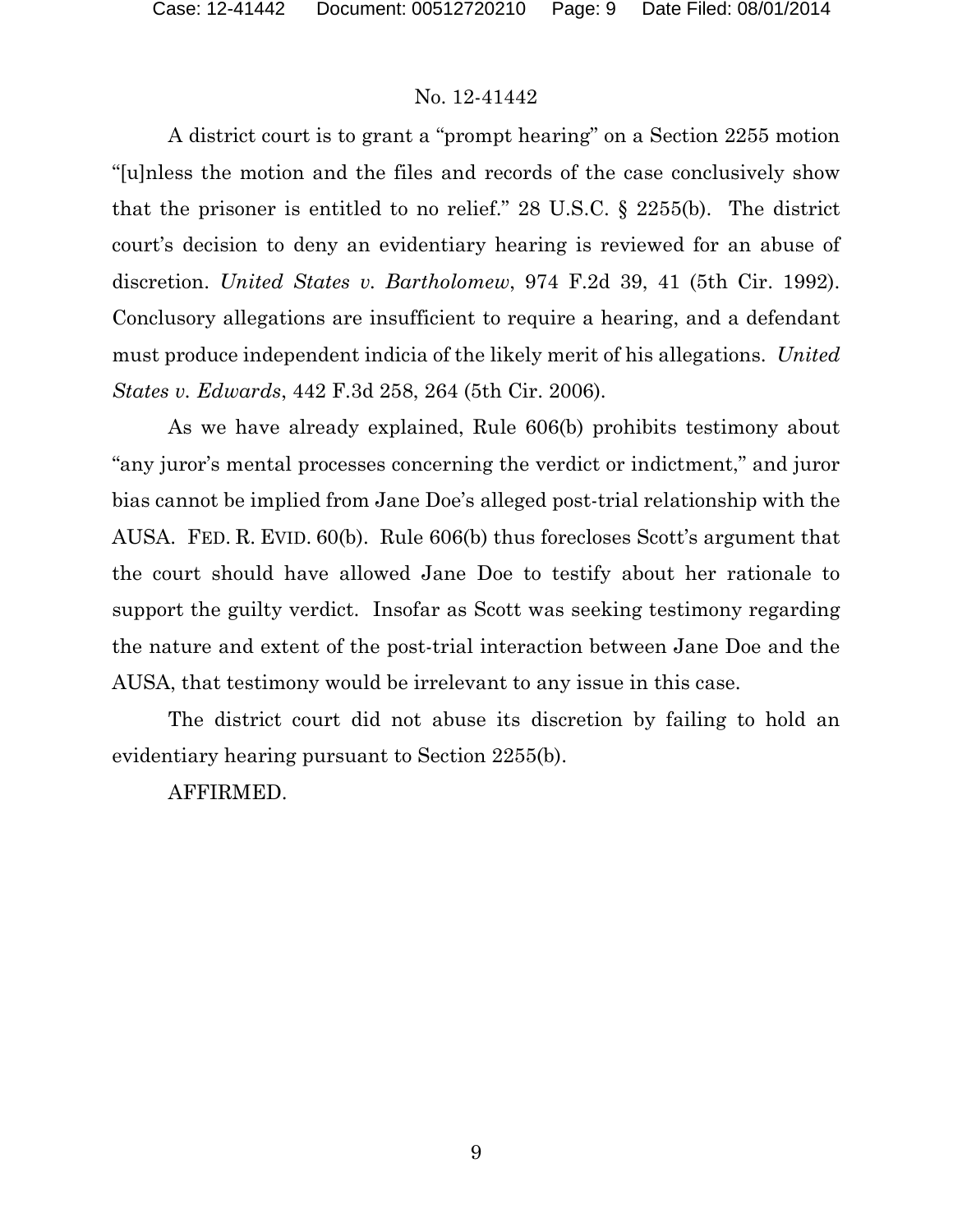No. 12-41442

A district court is to grant a "prompt hearing" on a Section 2255 motion "[u]nless the motion and the files and records of the case conclusively show that the prisoner is entitled to no relief." 28 U.S.C. § 2255(b). The district court's decision to deny an evidentiary hearing is reviewed for an abuse of discretion. *United States v. Bartholomew*, 974 F.2d 39, 41 (5th Cir. 1992). Conclusory allegations are insufficient to require a hearing, and a defendant must produce independent indicia of the likely merit of his allegations. *United States v. Edwards*, 442 F.3d 258, 264 (5th Cir. 2006).

As we have already explained, Rule 606(b) prohibits testimony about "any juror's mental processes concerning the verdict or indictment," and juror bias cannot be implied from Jane Doe's alleged post-trial relationship with the AUSA. FED. R. EVID. 60(b). Rule 606(b) thus forecloses Scott's argument that the court should have allowed Jane Doe to testify about her rationale to support the guilty verdict. Insofar as Scott was seeking testimony regarding the nature and extent of the post-trial interaction between Jane Doe and the AUSA, that testimony would be irrelevant to any issue in this case.

The district court did not abuse its discretion by failing to hold an evidentiary hearing pursuant to Section 2255(b).

AFFIRMED.